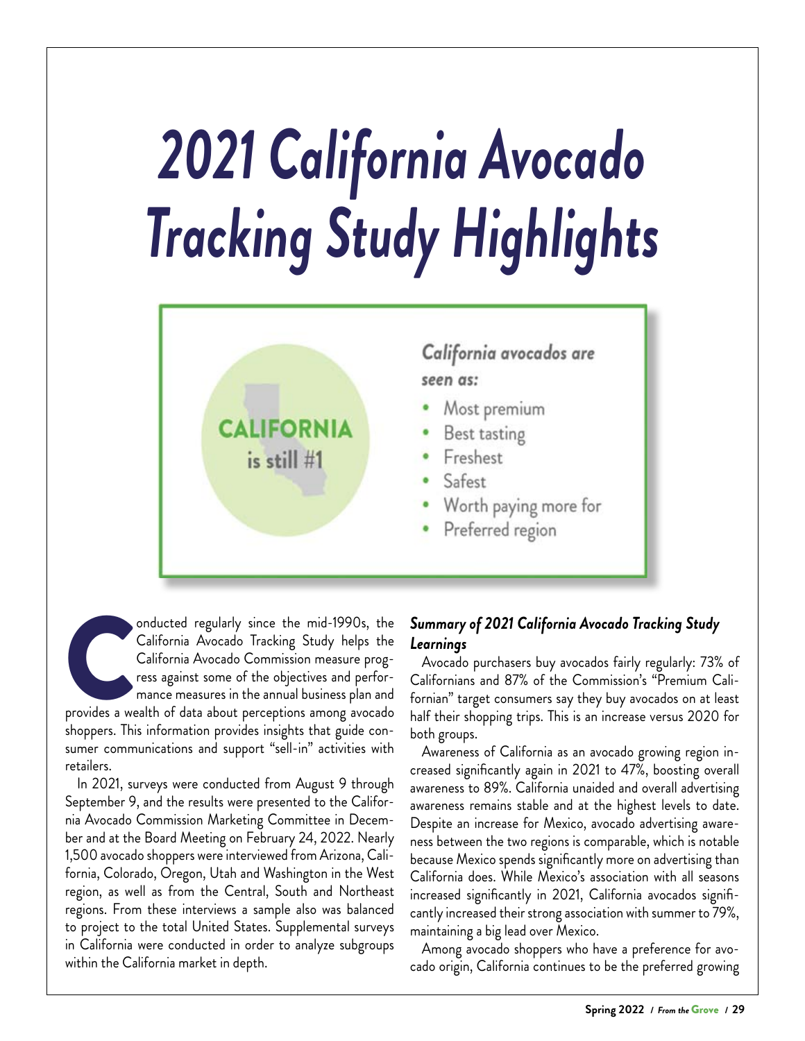# 2021 California Avocado Tracking Study Highlights

CALIFORNIA is still #1

*California avocados are seen as:*

- Most premium
- Best tasting
- Freshest
- Safest
- Worth paying more for
- Preferred region

Conducted regularly since the mid-1990s, the California Avocado Tracking Study helps the California Avocado Commission measure progress against some of the objectives and performance measures in the annual business plan and provides a wealth of data about perceptions among avocado shoppers. This information provides insights that guide consumer communications and support "sell-in" activities with retailers.

In 2021, surveys were conducted from August 9 through September 9, and the results were presented to the California Avocado Commission Marketing Committee in December and at the Board Meeting on February 24, 2022. Nearly 1,500 avocado shoppers were interviewed from Arizona, California, Colorado, Oregon, Utah and Washington in the West region, as well as from the Central, South and Northeast regions. From these interviews a sample also was balanced to project to the total United States. Supplemental surveys in California were conducted in order to analyze subgroups within the California market in depth.

### *Summary of 2021 California Avocado Tracking Study Learnings*

Avocado purchasers buy avocados fairly regularly: 73% of Californians and 87% of the Commission's "Premium Californian" target consumers say they buy avocados on at least half their shopping trips. This is an increase versus 2020 for both groups.

Awareness of California as an avocado growing region increased significantly again in 2021 to 47%, boosting overall awareness to 89%. California unaided and overall advertising awareness remains stable and at the highest levels to date. Despite an increase for Mexico, avocado advertising awareness between the two regions is comparable, which is notable because Mexico spends significantly more on advertising than California does. While Mexico's association with all seasons increased significantly in 2021, California avocados significantly increased their strong association with summer to 79%, maintaining a big lead over Mexico.

Among avocado shoppers who have a preference for avocado origin, California continues to be the preferred growing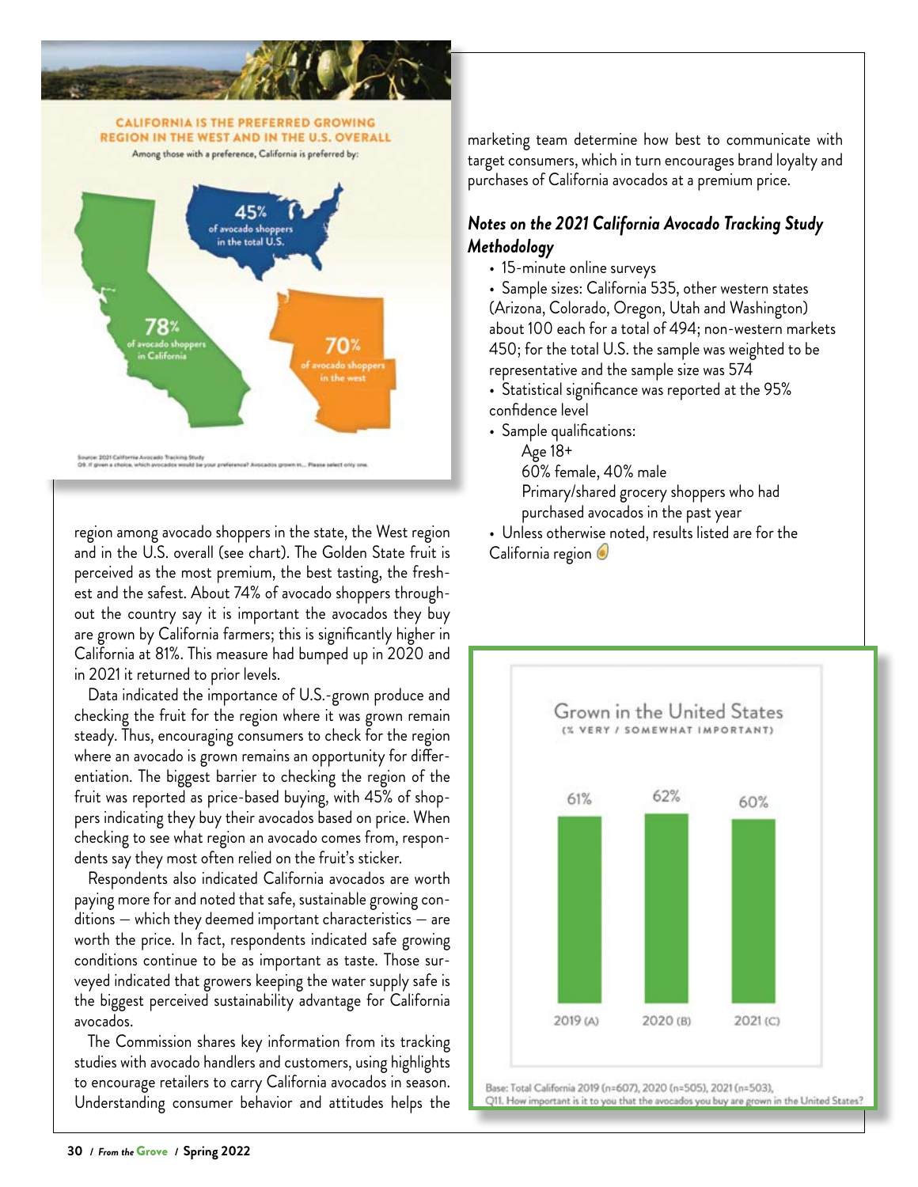CALIFORNIA IS THE PREFERRED GROWING REGION IN THE WEST AND IN THE U.S. OVERALL

Among those with a preference, California is preferred by:

45% of avocado shoppers in the total U.S.

78% of avocado shoppers in California

70% of avocado shoppers in the west

Source: 2021 California Avocado Tracking Study
Q9. If given a choice, which avocados would be your preference? Avocados grown in... Please select only one.

region among avocado shoppers in the state, the West region and in the U.S. overall (see chart). The Golden State fruit is perceived as the most premium, the best tasting, the freshest and the safest. About 74% of avocado shoppers throughout the country say it is important the avocados they buy are grown by California farmers; this is significantly higher in California at 81%. This measure had bumped up in 2020 and in 2021 it returned to prior levels.

Data indicated the importance of U.S.-grown produce and checking the fruit for the region where it was grown remain steady. Thus, encouraging consumers to check for the region where an avocado is grown remains an opportunity for differentiation. The biggest barrier to checking the region of the fruit was reported as price-based buying, with 45% of shoppers indicating they buy their avocados based on price. When checking to see what region an avocado comes from, respondents say they most often relied on the fruit's sticker.

Respondents also indicated California avocados are worth paying more for and noted that safe, sustainable growing conditions — which they deemed important characteristics — are worth the price. In fact, respondents indicated safe growing conditions continue to be as important as taste. Those surveyed indicated that growers keeping the water supply safe is the biggest perceived sustainability advantage for California avocados.

The Commission shares key information from its tracking studies with avocado handlers and customers, using highlights to encourage retailers to carry California avocados in season. Understanding consumer behavior and attitudes helps the marketing team determine how best to communicate with target consumers, which in turn encourages brand loyalty and purchases of California avocados at a premium price.

### *Notes on the 2021 California Avocado Tracking Study Methodology*

- 15-minute online surveys
- Sample sizes: California 535, other western states (Arizona, Colorado, Oregon, Utah and Washington) about 100 each for a total of 494; non-western markets 450; for the total U.S. the sample was weighted to be representative and the sample size was 574
- Statistical significance was reported at the 95% confidence level
- Sample qualifications:
  - Age 18+
  - 60% female, 40% male
  - Primary/shared grocery shoppers who had purchased avocados in the past year
- Unless otherwise noted, results listed are for the California region

Grown in the United States
(% VERY / SOMEWHAT IMPORTANT)

61%
62%
60%

2019 (A)
2020 (B)
2021 (C)

Base: Total California 2019 (n=607), 2020 (n=505), 2021 (n=503).
Q11. How important is it to you that the avocados you buy are grown in the United States?